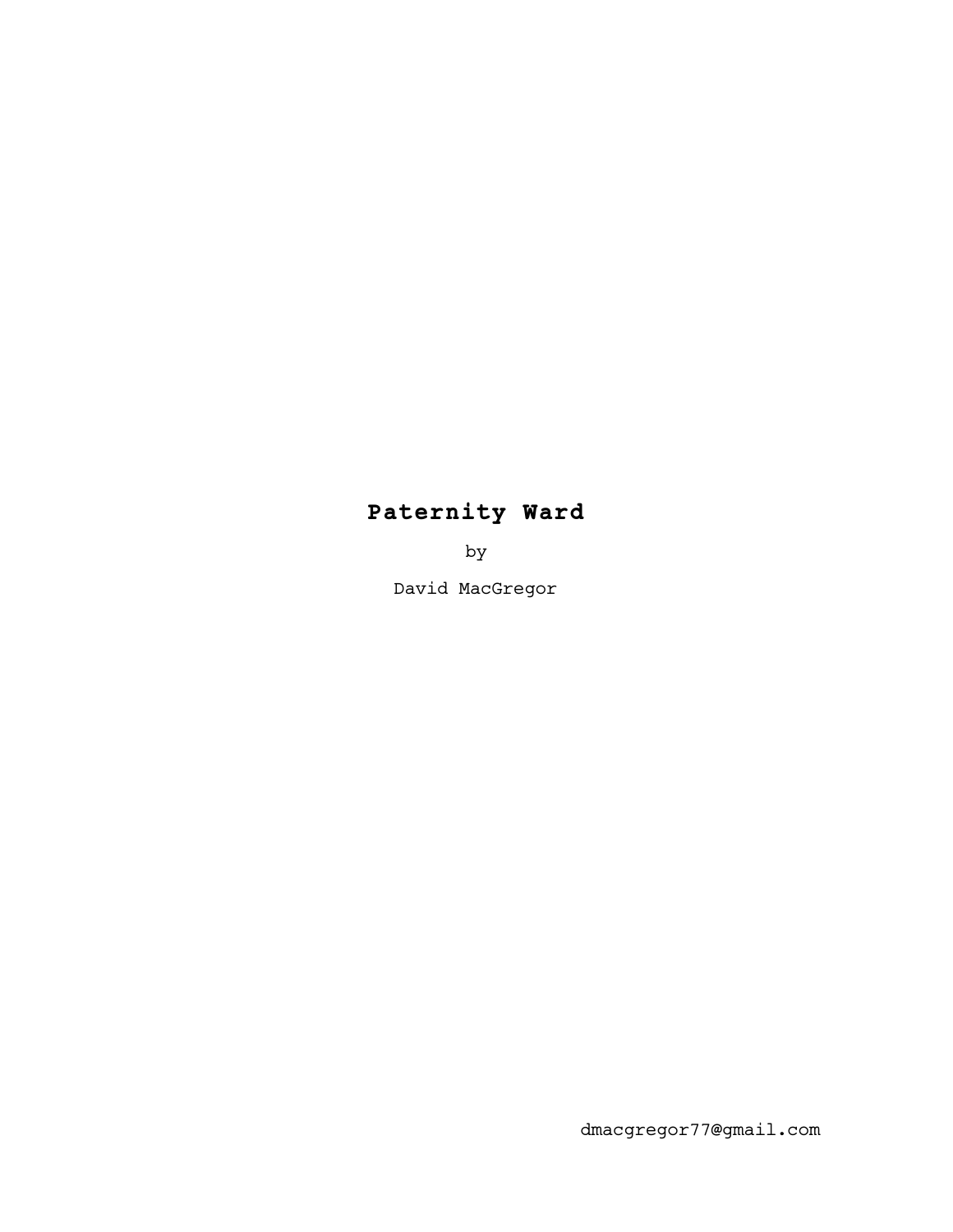# Paternity Ward

by

David MacGregor

dmacgregor77@gmail.com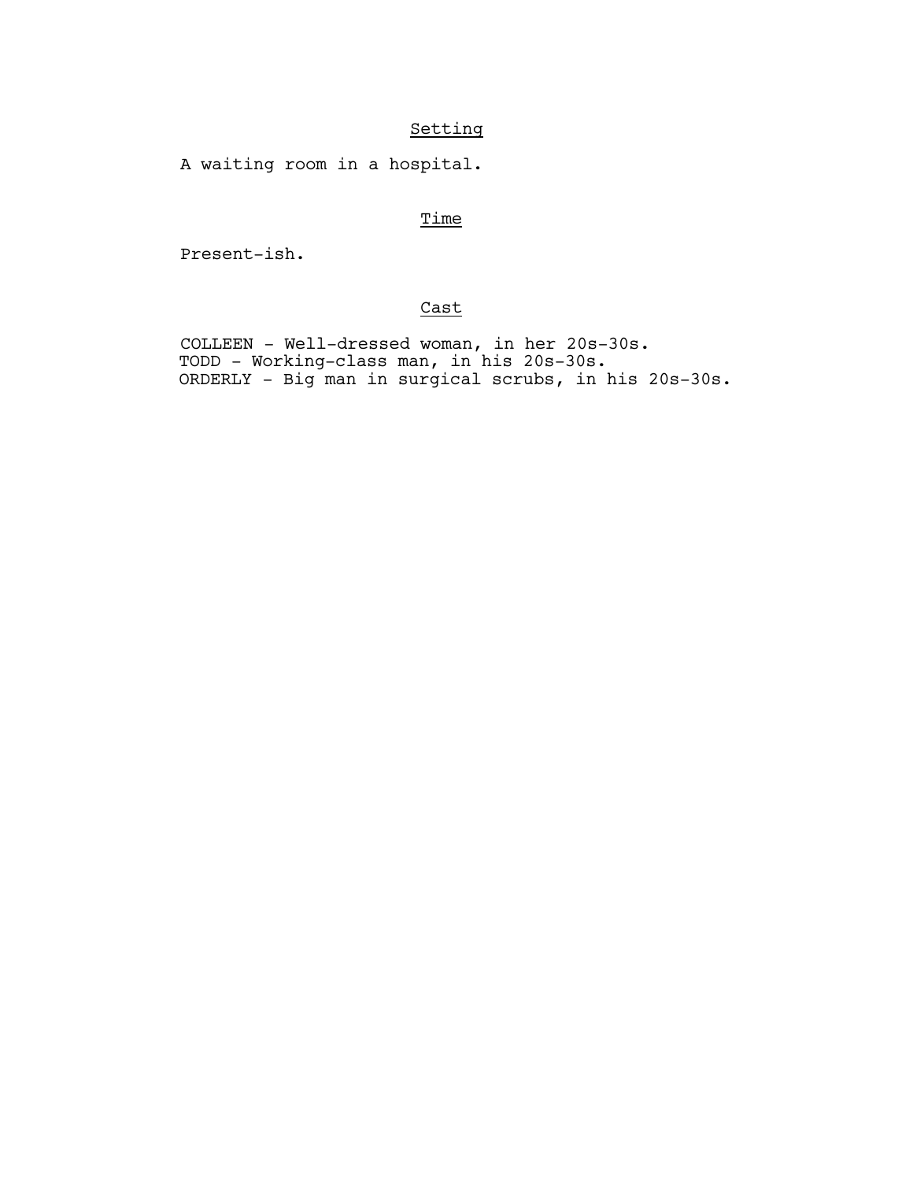## Setting

A waiting room in a hospital.

## Time

Present-ish.

## Cast

COLLEEN - Well-dressed woman, in her 20s-30s.
TODD - Working-class man, in his 20s-30s.
ORDERLY - Big man in surgical scrubs, in his 20s-30s.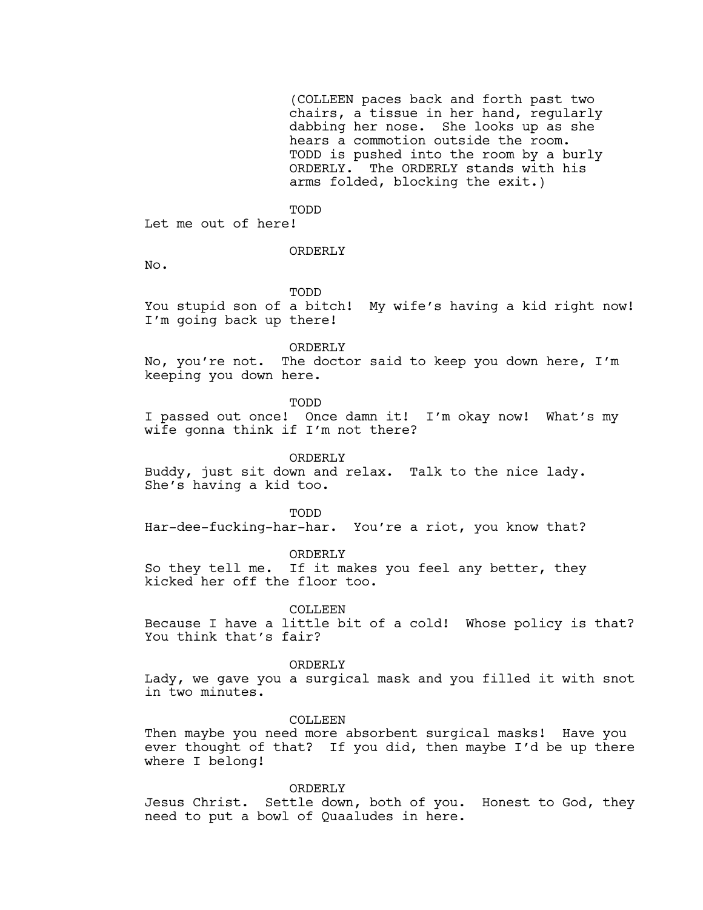(COLLEEN paces back and forth past two chairs, a tissue in her hand, regularly dabbing her nose. She looks up as she hears a commotion outside the room. TODD is pushed into the room by a burly ORDERLY. The ORDERLY stands with his arms folded, blocking the exit.)

TODD

Let me out of here!

ORDERLY

No.

TODD

You stupid son of a bitch! My wife's having a kid right now! I'm going back up there!

ORDERLY

No, you're not. The doctor said to keep you down here, I'm keeping you down here.

TODD

I passed out once! Once damn it! I'm okay now! What's my wife gonna think if I'm not there?

ORDERLY

Buddy, just sit down and relax. Talk to the nice lady. She's having a kid too.

TODD

Har-dee-fucking-har-har. You're a riot, you know that?

ORDERLY

So they tell me. If it makes you feel any better, they kicked her off the floor too.

COLLEEN

Because I have a little bit of a cold! Whose policy is that? You think that's fair?

ORDERLY

Lady, we gave you a surgical mask and you filled it with snot in two minutes.

COLLEEN

Then maybe you need more absorbent surgical masks! Have you ever thought of that? If you did, then maybe I'd be up there where I belong!

ORDERLY

Jesus Christ. Settle down, both of you. Honest to God, they need to put a bowl of Quaaludes in here.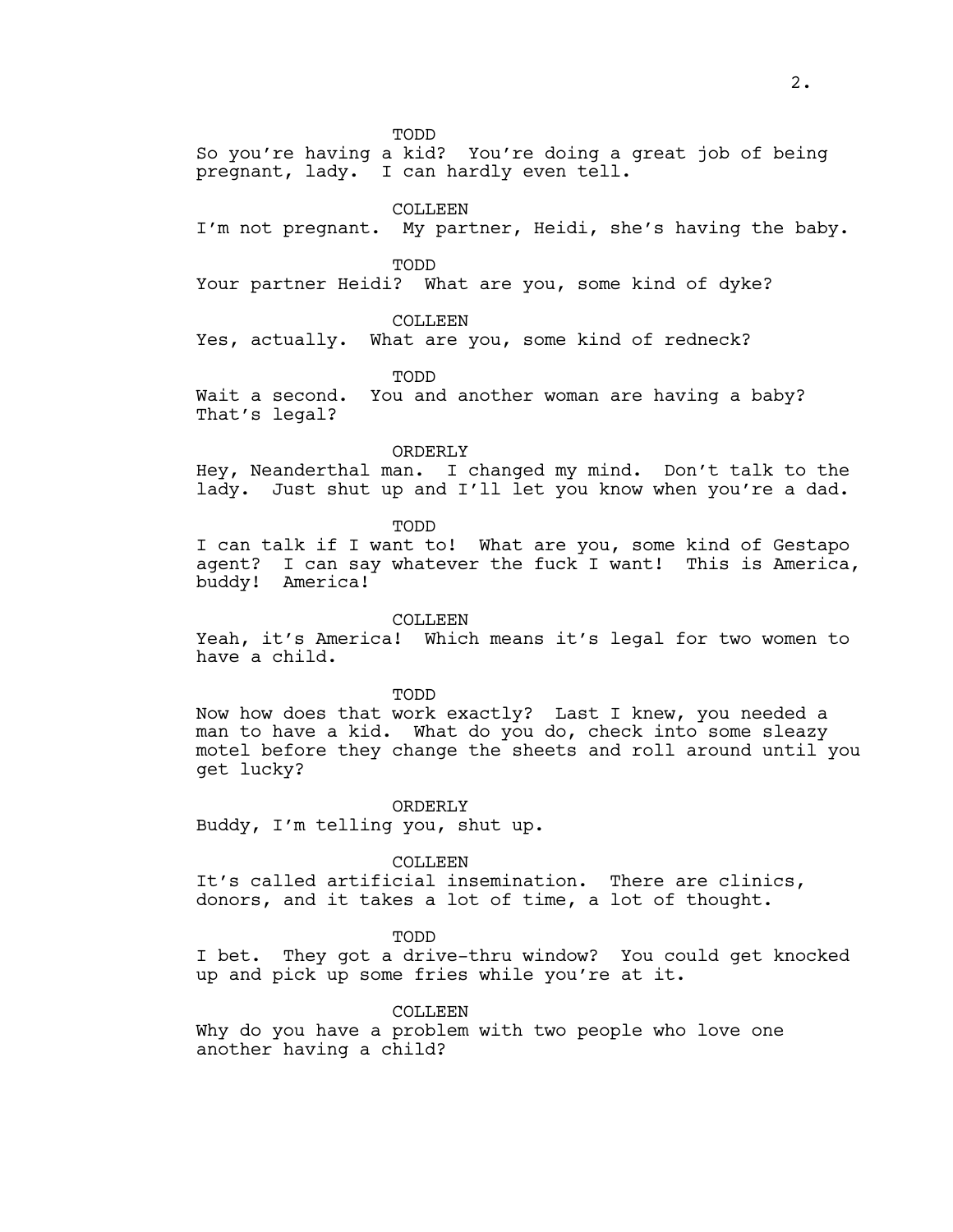TODD

So you're having a kid? You're doing a great job of being pregnant, lady. I can hardly even tell.

COLLEEN

I'm not pregnant. My partner, Heidi, she's having the baby.

TODD

Your partner Heidi? What are you, some kind of dyke?

COLLEEN

Yes, actually. What are you, some kind of redneck?

TODD

Wait a second. You and another woman are having a baby? That's legal?

ORDERLY

Hey, Neanderthal man. I changed my mind. Don't talk to the lady. Just shut up and I'll let you know when you're a dad.

TODD

I can talk if I want to! What are you, some kind of Gestapo agent? I can say whatever the fuck I want! This is America, buddy! America!

COLLEEN

Yeah, it's America! Which means it's legal for two women to have a child.

TODD

Now how does that work exactly? Last I knew, you needed a man to have a kid. What do you do, check into some sleazy motel before they change the sheets and roll around until you get lucky?

ORDERLY

Buddy, I'm telling you, shut up.

COLLEEN

It's called artificial insemination. There are clinics, donors, and it takes a lot of time, a lot of thought.

TODD

I bet. They got a drive-thru window? You could get knocked up and pick up some fries while you're at it.

COLLEEN

Why do you have a problem with two people who love one another having a child?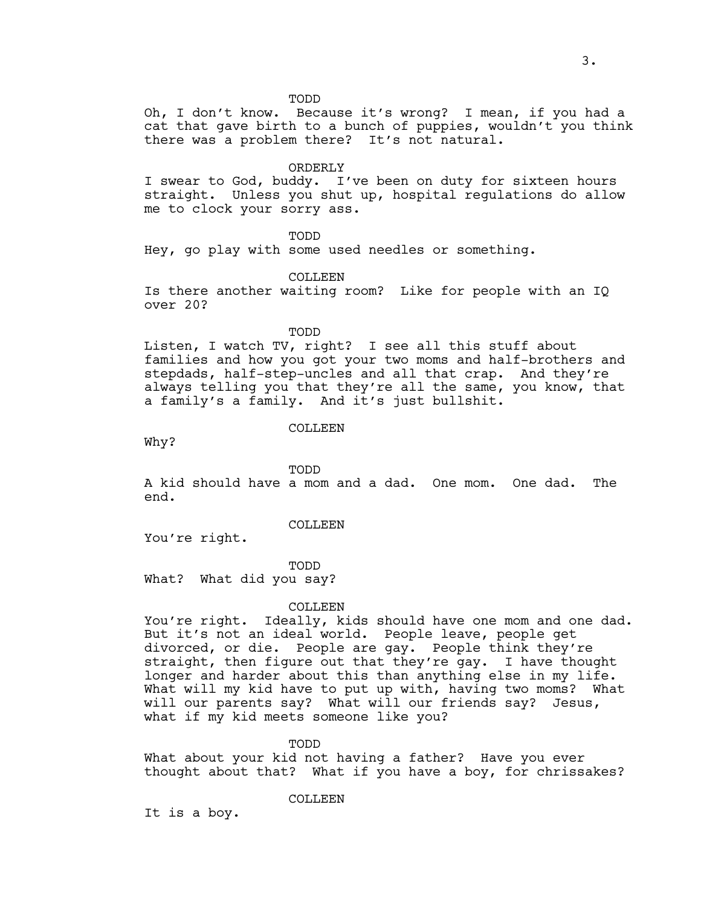TODD

Oh, I don't know. Because it's wrong? I mean, if you had a cat that gave birth to a bunch of puppies, wouldn't you think there was a problem there? It's not natural.

ORDERLY

I swear to God, buddy. I've been on duty for sixteen hours straight. Unless you shut up, hospital regulations do allow me to clock your sorry ass.

TODD

Hey, go play with some used needles or something.

COLLEEN

Is there another waiting room? Like for people with an IQ over 20?

TODD

Listen, I watch TV, right? I see all this stuff about families and how you got your two moms and half-brothers and stepdads, half-step-uncles and all that crap. And they're always telling you that they're all the same, you know, that a family's a family. And it's just bullshit.

COLLEEN

Why?

TODD

A kid should have a mom and a dad. One mom. One dad. The end.

COLLEEN

You're right.

TODD

What? What did you say?

COLLEEN

You're right. Ideally, kids should have one mom and one dad. But it's not an ideal world. People leave, people get divorced, or die. People are gay. People think they're straight, then figure out that they're gay. I have thought longer and harder about this than anything else in my life. What will my kid have to put up with, having two moms? What will our parents say? What will our friends say? Jesus, what if my kid meets someone like you?

TODD

What about your kid not having a father? Have you ever thought about that? What if you have a boy, for chrissakes?

COLLEEN

It is a boy.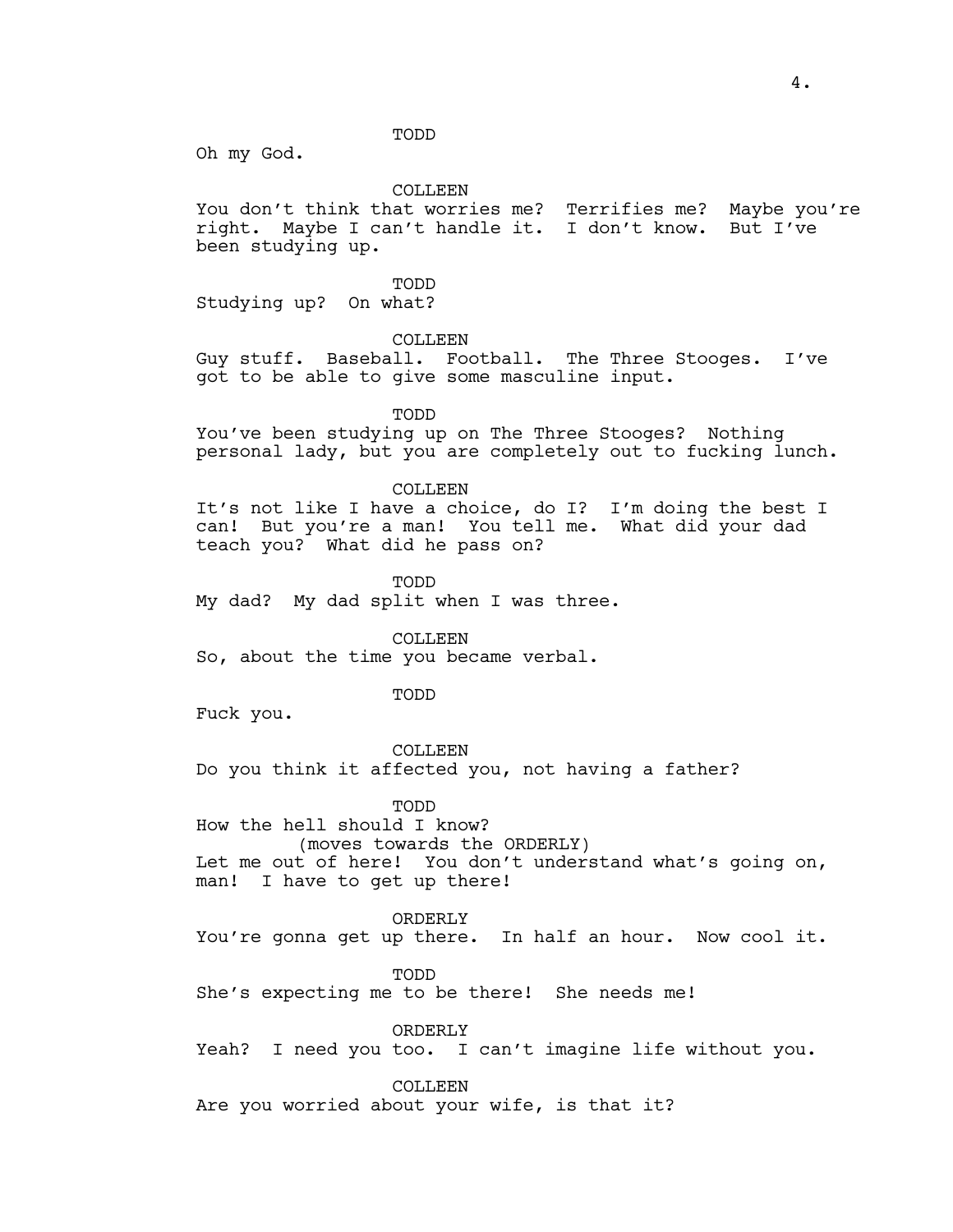TODD
Oh my God.

COLLEEN
You don't think that worries me? Terrifies me? Maybe you're right. Maybe I can't handle it. I don't know. But I've been studying up.

TODD
Studying up? On what?

COLLEEN
Guy stuff. Baseball. Football. The Three Stooges. I've got to be able to give some masculine input.

TODD
You've been studying up on The Three Stooges? Nothing personal lady, but you are completely out to fucking lunch.

COLLEEN
It's not like I have a choice, do I? I'm doing the best I can! But you're a man! You tell me. What did your dad teach you? What did he pass on?

TODD
My dad? My dad split when I was three.

COLLEEN
So, about the time you became verbal.

TODD
Fuck you.

COLLEEN
Do you think it affected you, not having a father?

TODD
How the hell should I know?
(moves towards the ORDERLY)
Let me out of here! You don't understand what's going on, man! I have to get up there!

ORDERLY
You're gonna get up there. In half an hour. Now cool it.

TODD
She's expecting me to be there! She needs me!

ORDERLY
Yeah? I need you too. I can't imagine life without you.

COLLEEN
Are you worried about your wife, is that it?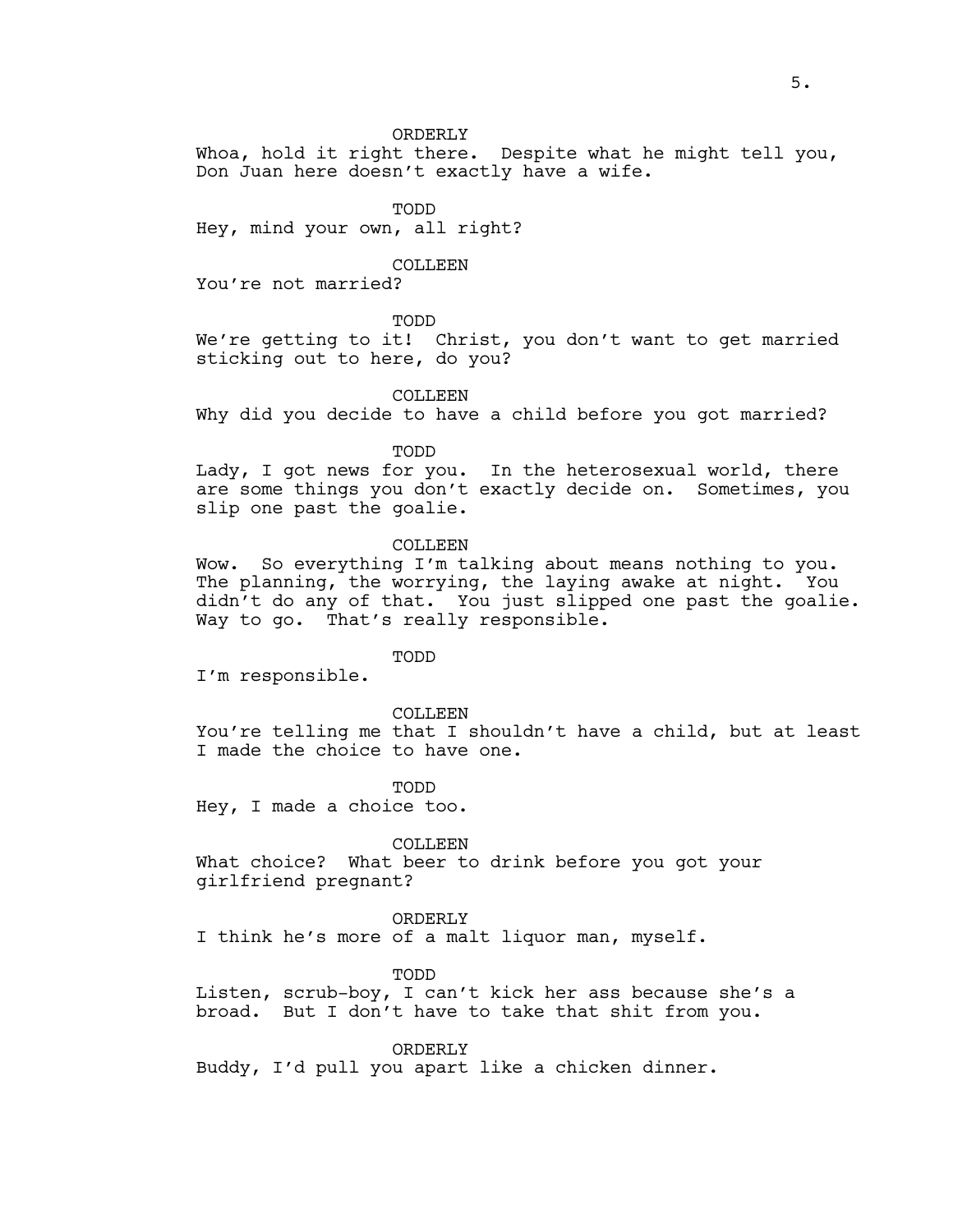ORDERLY

Whoa, hold it right there. Despite what he might tell you, Don Juan here doesn't exactly have a wife.

TODD

Hey, mind your own, all right?

COLLEEN

You're not married?

TODD

We're getting to it! Christ, you don't want to get married sticking out to here, do you?

COLLEEN

Why did you decide to have a child before you got married?

TODD

Lady, I got news for you. In the heterosexual world, there are some things you don't exactly decide on. Sometimes, you slip one past the goalie.

COLLEEN

Wow. So everything I'm talking about means nothing to you. The planning, the worrying, the laying awake at night. You didn't do any of that. You just slipped one past the goalie. Way to go. That's really responsible.

TODD

I'm responsible.

COLLEEN

You're telling me that I shouldn't have a child, but at least I made the choice to have one.

TODD

Hey, I made a choice too.

COLLEEN

What choice? What beer to drink before you got your girlfriend pregnant?

ORDERLY

I think he's more of a malt liquor man, myself.

TODD

Listen, scrub-boy, I can't kick her ass because she's a broad. But I don't have to take that shit from you.

ORDERLY

Buddy, I'd pull you apart like a chicken dinner.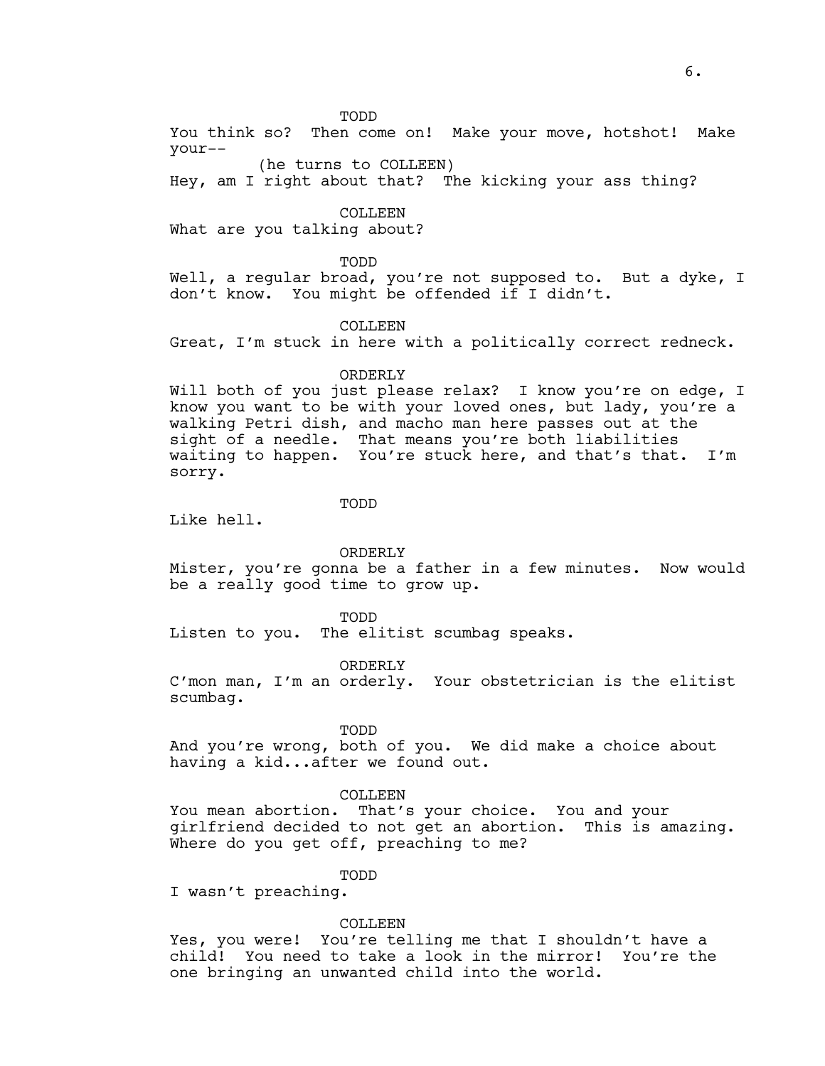TODD

You think so? Then come on! Make your move, hotshot! Make your--

(he turns to COLLEEN)

Hey, am I right about that? The kicking your ass thing?

COLLEEN

What are you talking about?

TODD

Well, a regular broad, you're not supposed to. But a dyke, I don't know. You might be offended if I didn't.

COLLEEN

Great, I'm stuck in here with a politically correct redneck.

ORDERLY

Will both of you just please relax? I know you're on edge, I know you want to be with your loved ones, but lady, you're a walking Petri dish, and macho man here passes out at the sight of a needle. That means you're both liabilities waiting to happen. You're stuck here, and that's that. I'm sorry.

TODD

Like hell.

ORDERLY

Mister, you're gonna be a father in a few minutes. Now would be a really good time to grow up.

TODD

Listen to you. The elitist scumbag speaks.

ORDERLY

C'mon man, I'm an orderly. Your obstetrician is the elitist scumbag.

TODD

And you're wrong, both of you. We did make a choice about having a kid...after we found out.

COLLEEN

You mean abortion. That's your choice. You and your girlfriend decided to not get an abortion. This is amazing. Where do you get off, preaching to me?

TODD

I wasn't preaching.

COLLEEN

Yes, you were! You're telling me that I shouldn't have a child! You need to take a look in the mirror! You're the one bringing an unwanted child into the world.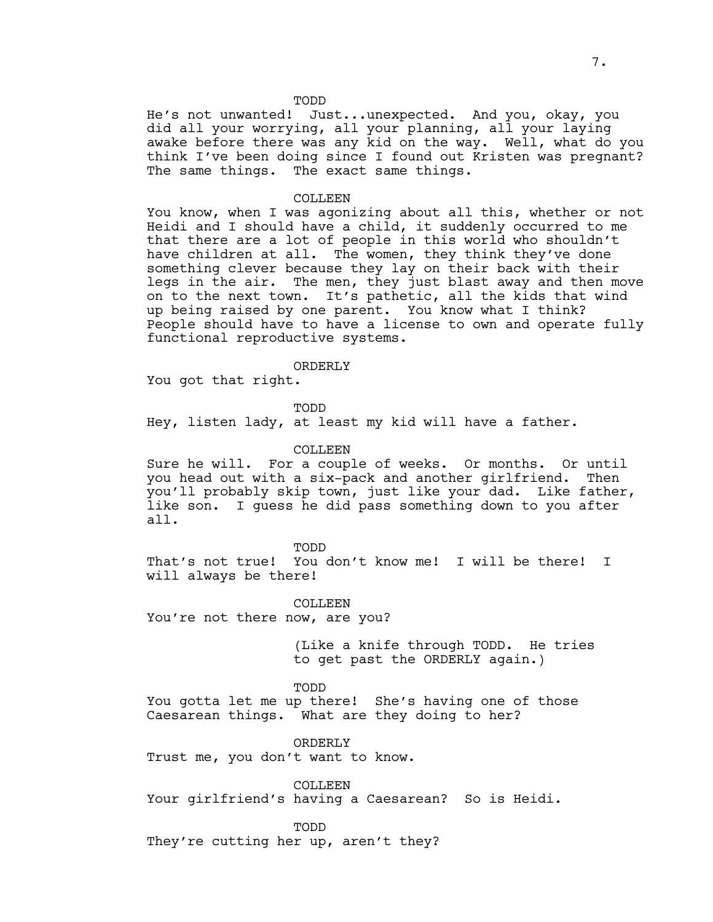TODD

He's not unwanted! Just...unexpected. And you, okay, you did all your worrying, all your planning, all your laying awake before there was any kid on the way. Well, what do you think I've been doing since I found out Kristen was pregnant? The same things. The exact same things.

COLLEEN

You know, when I was agonizing about all this, whether or not Heidi and I should have a child, it suddenly occurred to me that there are a lot of people in this world who shouldn't have children at all. The women, they think they've done something clever because they lay on their back with their legs in the air. The men, they just blast away and then move on to the next town. It's pathetic, all the kids that wind up being raised by one parent. You know what I think? People should have to have a license to own and operate fully functional reproductive systems.

ORDERLY

You got that right.

TODD

Hey, listen lady, at least my kid will have a father.

COLLEEN

Sure he will. For a couple of weeks. Or months. Or until you head out with a six-pack and another girlfriend. Then you'll probably skip town, just like your dad. Like father, like son. I guess he did pass something down to you after all.

TODD

That's not true! You don't know me! I will be there! I will always be there!

COLLEEN

You're not there now, are you?

(Like a knife through TODD. He tries to get past the ORDERLY again.)

TODD

You gotta let me up there! She's having one of those Caesarean things. What are they doing to her?

ORDERLY

Trust me, you don't want to know.

COLLEEN

Your girlfriend's having a Caesarean? So is Heidi.

TODD

They're cutting her up, aren't they?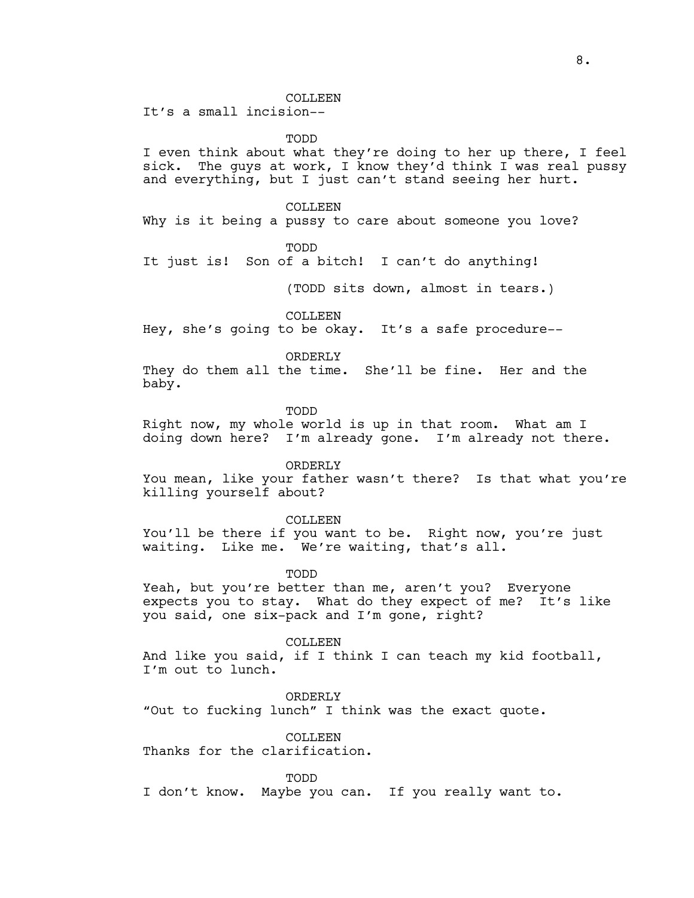COLLEEN
It's a small incision--

TODD
I even think about what they're doing to her up there, I feel sick. The guys at work, I know they'd think I was real pussy and everything, but I just can't stand seeing her hurt.

COLLEEN
Why is it being a pussy to care about someone you love?

TODD
It just is! Son of a bitch! I can't do anything!

(TODD sits down, almost in tears.)

COLLEEN
Hey, she's going to be okay. It's a safe procedure--

ORDERLY
They do them all the time. She'll be fine. Her and the baby.

TODD
Right now, my whole world is up in that room. What am I doing down here? I'm already gone. I'm already not there.

ORDERLY
You mean, like your father wasn't there? Is that what you're killing yourself about?

COLLEEN
You'll be there if you want to be. Right now, you're just waiting. Like me. We're waiting, that's all.

TODD
Yeah, but you're better than me, aren't you? Everyone expects you to stay. What do they expect of me? It's like you said, one six-pack and I'm gone, right?

COLLEEN
And like you said, if I think I can teach my kid football, I'm out to lunch.

ORDERLY
"Out to fucking lunch" I think was the exact quote.

COLLEEN
Thanks for the clarification.

TODD
I don't know. Maybe you can. If you really want to.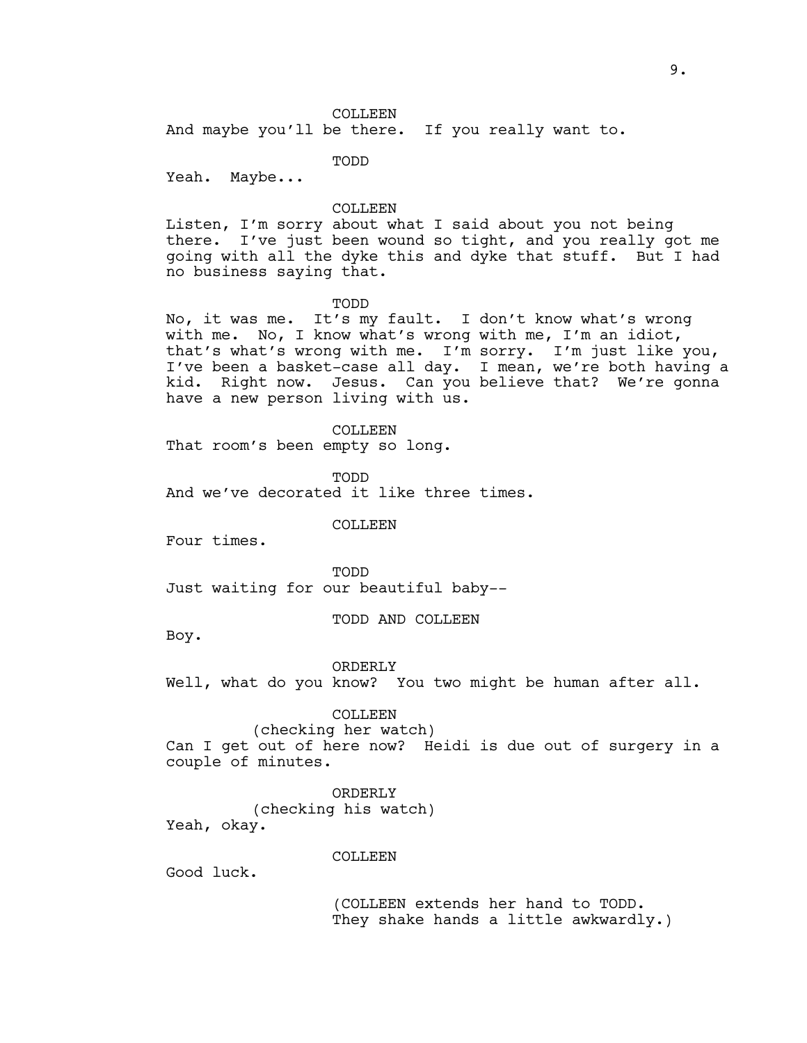COLLEEN

And maybe you'll be there. If you really want to.

TODD

Yeah. Maybe...

COLLEEN

Listen, I'm sorry about what I said about you not being there. I've just been wound so tight, and you really got me going with all the dyke this and dyke that stuff. But I had no business saying that.

TODD

No, it was me. It's my fault. I don't know what's wrong with me. No, I know what's wrong with me, I'm an idiot, that's what's wrong with me. I'm sorry. I'm just like you, I've been a basket-case all day. I mean, we're both having a kid. Right now. Jesus. Can you believe that? We're gonna have a new person living with us.

COLLEEN

That room's been empty so long.

TODD

And we've decorated it like three times.

COLLEEN

Four times.

TODD

Just waiting for our beautiful baby--

TODD AND COLLEEN

Boy.

ORDERLY

Well, what do you know? You two might be human after all.

COLLEEN

(checking her watch)

Can I get out of here now? Heidi is due out of surgery in a couple of minutes.

ORDERLY

(checking his watch)

Yeah, okay.

COLLEEN

Good luck.

(COLLEEN extends her hand to TODD. They shake hands a little awkwardly.)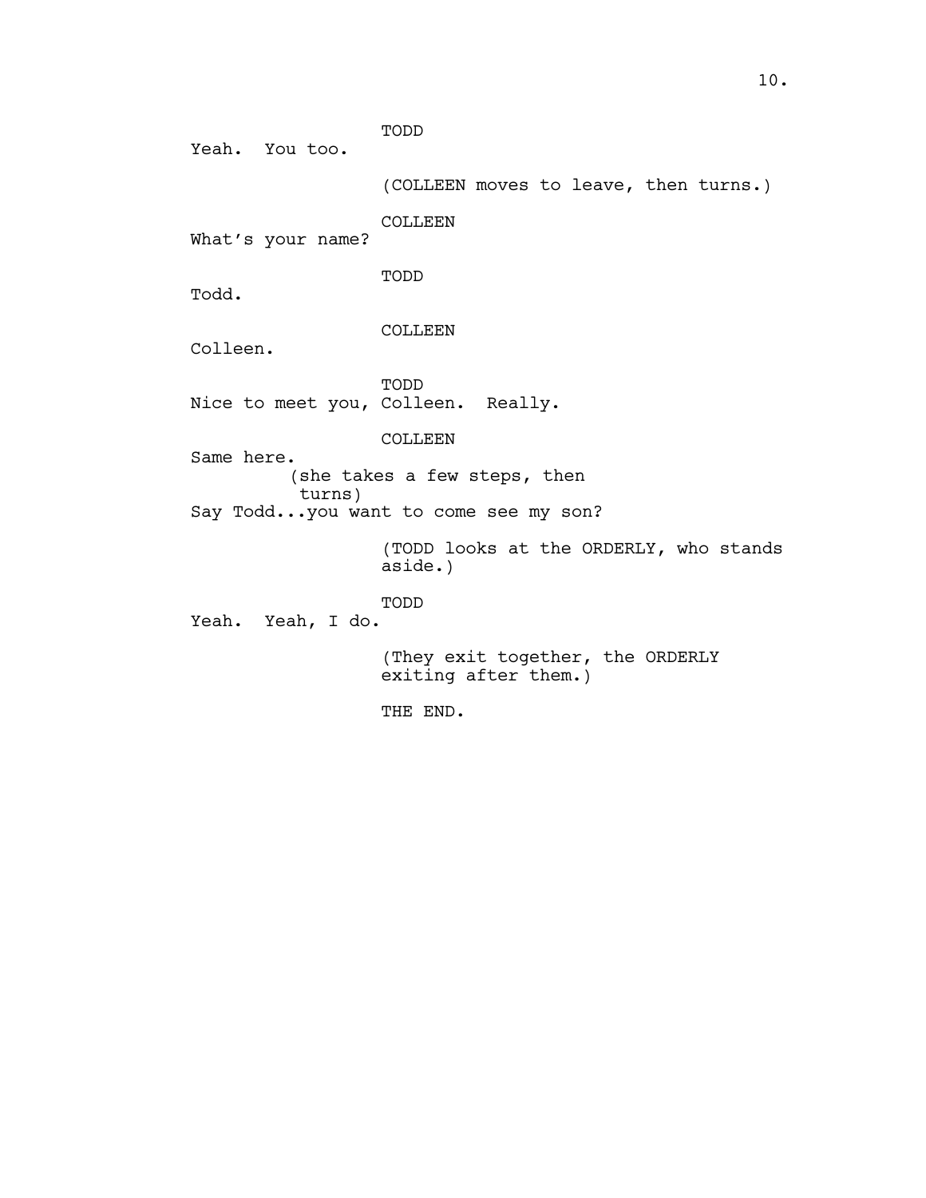TODD

Yeah. You too.

(COLLEEN moves to leave, then turns.)

COLLEEN

What's your name?

TODD

Todd.

COLLEEN

Colleen.

TODD

Nice to meet you, Colleen. Really.

COLLEEN

Same here.

(she takes a few steps, then turns)

Say Todd...you want to come see my son?

(TODD looks at the ORDERLY, who stands aside.)

TODD

Yeah. Yeah, I do.

(They exit together, the ORDERLY exiting after them.)

THE END.